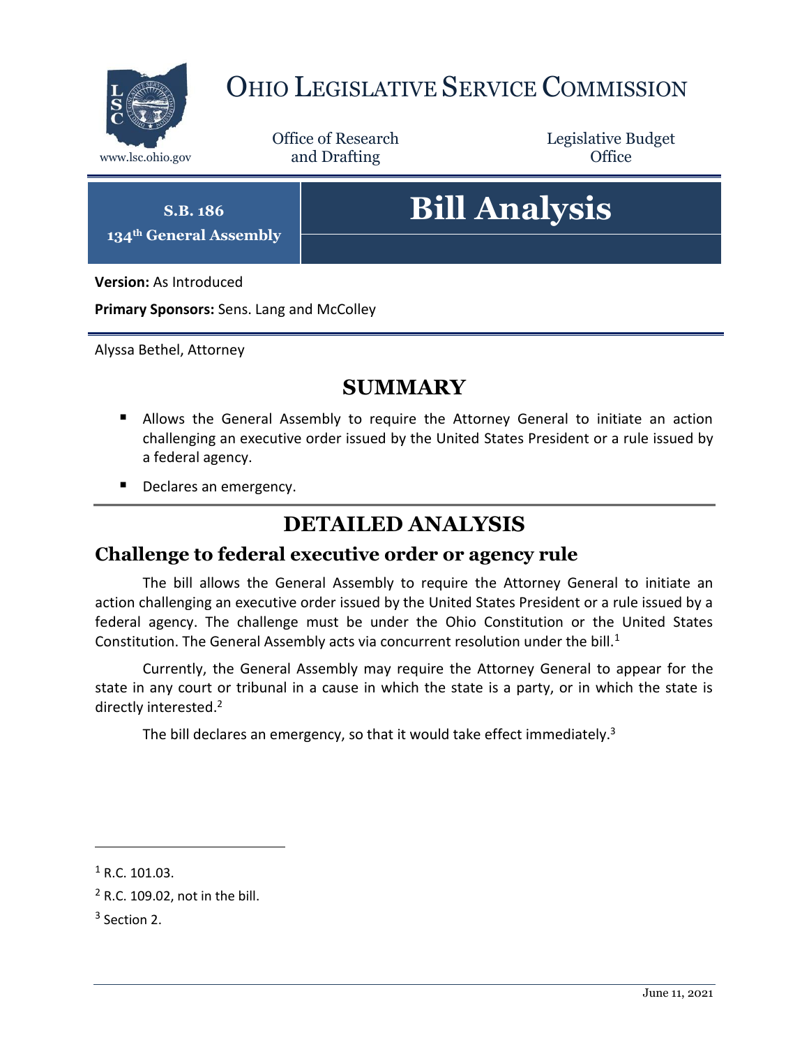# OHIO LEGISLATIVE SERVICE COMMISSION

www.lsc.ohio.gov

Office of Research and Drafting

Legislative Budget Office

**S.B. 186**
**134th General Assembly**

# Bill Analysis

**Version:** As Introduced

**Primary Sponsors:** Sens. Lang and McColley

Alyssa Bethel, Attorney

## SUMMARY

- Allows the General Assembly to require the Attorney General to initiate an action challenging an executive order issued by the United States President or a rule issued by a federal agency.
- Declares an emergency.

## DETAILED ANALYSIS

### Challenge to federal executive order or agency rule

The bill allows the General Assembly to require the Attorney General to initiate an action challenging an executive order issued by the United States President or a rule issued by a federal agency. The challenge must be under the Ohio Constitution or the United States Constitution. The General Assembly acts via concurrent resolution under the bill.[1]

Currently, the General Assembly may require the Attorney General to appear for the state in any court or tribunal in a cause in which the state is a party, or in which the state is directly interested.[2]

The bill declares an emergency, so that it would take effect immediately.[3]

---

[1] R.C. 101.03.

[2] R.C. 109.02, not in the bill.

[3] Section 2.

June 11, 2021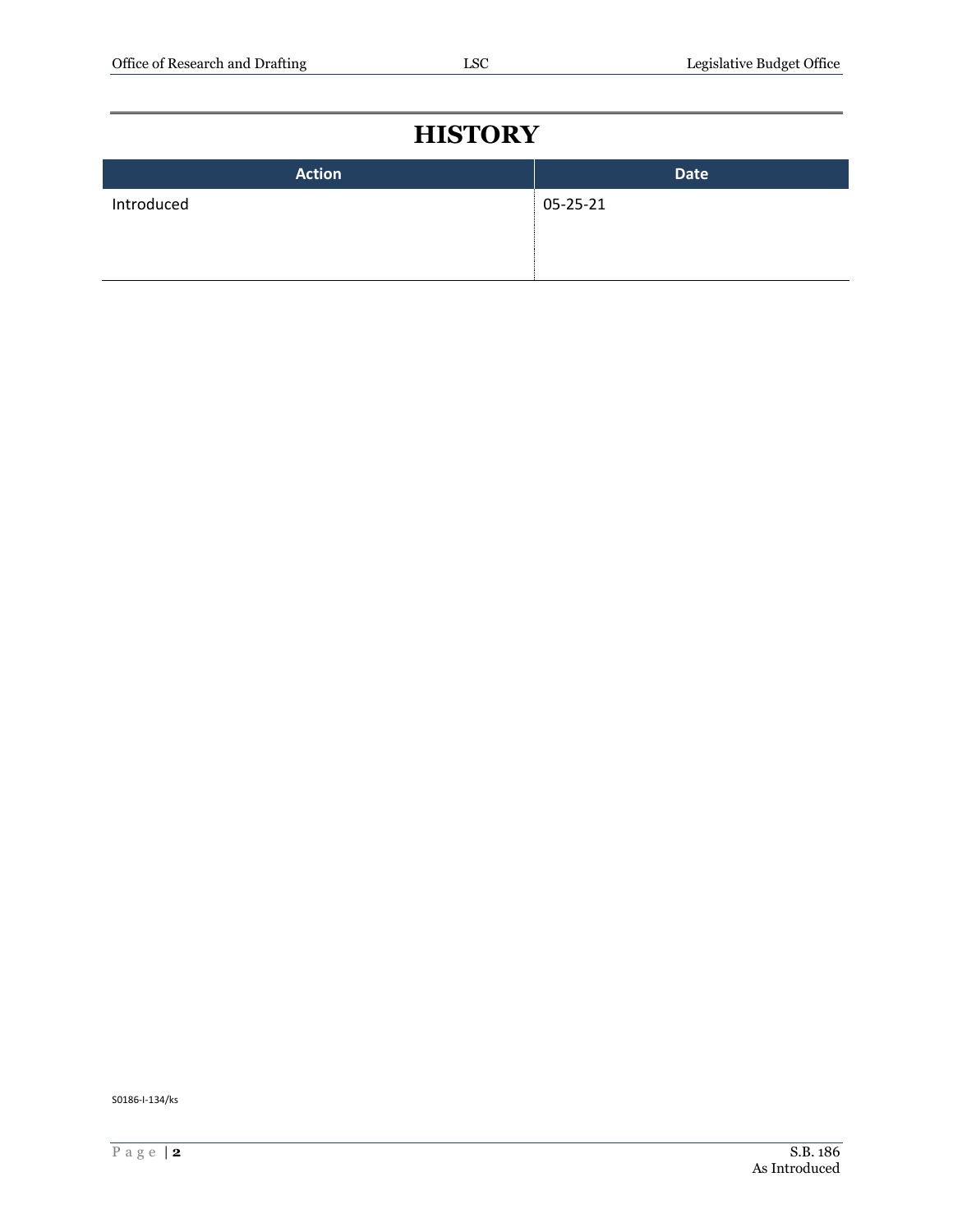# HISTORY

| Action | Date |
| --- | --- |
| Introduced | 05-25-21 |

S0186-I-134/ks